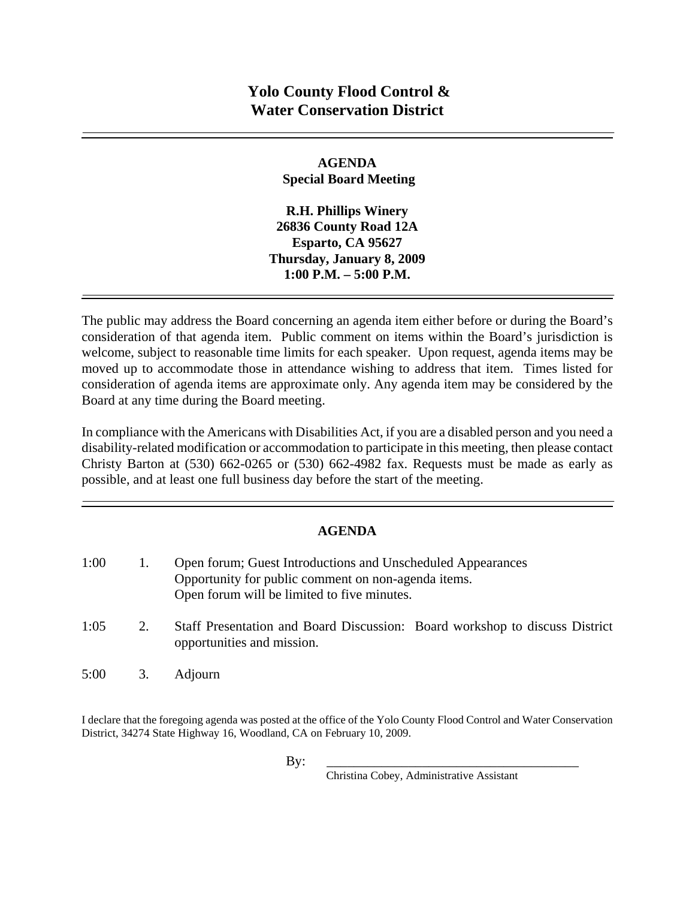# Yolo County Flood Control & Water Conservation District

---

## AGENDA
### Special Board Meeting

**R.H. Phillips Winery**
**26836 County Road 12A**
**Esparto, CA 95627**
**Thursday, January 8, 2009**
**1:00 P.M. – 5:00 P.M.**

---

The public may address the Board concerning an agenda item either before or during the Board's consideration of that agenda item. Public comment on items within the Board's jurisdiction is welcome, subject to reasonable time limits for each speaker. Upon request, agenda items may be moved up to accommodate those in attendance wishing to address that item. Times listed for consideration of agenda items are approximate only. Any agenda item may be considered by the Board at any time during the Board meeting.

In compliance with the Americans with Disabilities Act, if you are a disabled person and you need a disability-related modification or accommodation to participate in this meeting, then please contact Christy Barton at (530) 662-0265 or (530) 662-4982 fax. Requests must be made as early as possible, and at least one full business day before the start of the meeting.

---

## AGENDA

| | | |
|---|---|---|
| 1:00 | 1. | Open forum; Guest Introductions and Unscheduled Appearances<br>Opportunity for public comment on non-agenda items.<br>Open forum will be limited to five minutes. |
| 1:05 | 2. | Staff Presentation and Board Discussion: Board workshop to discuss District opportunities and mission. |
| 5:00 | 3. | Adjourn |

I declare that the foregoing agenda was posted at the office of the Yolo County Flood Control and Water Conservation District, 34274 State Highway 16, Woodland, CA on February 10, 2009.

By: ________________________________________
Christina Cobey, Administrative Assistant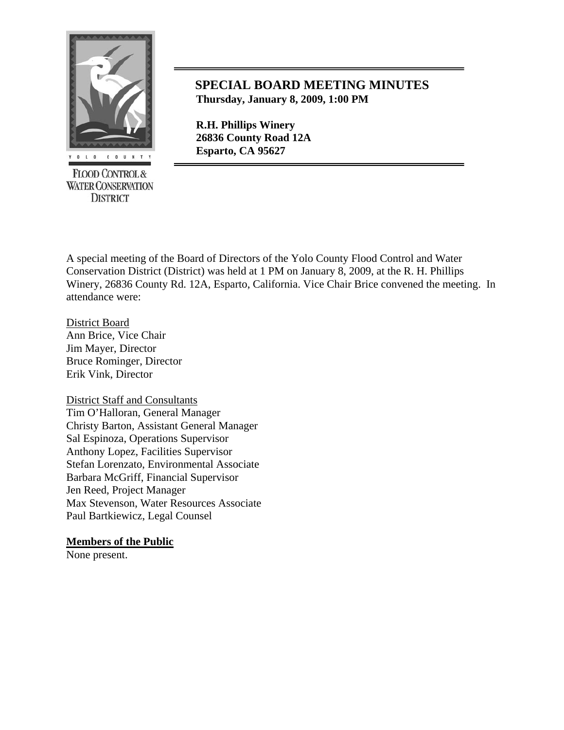# SPECIAL BOARD MEETING MINUTES

**Thursday, January 8, 2009, 1:00 PM**

**R.H. Phillips Winery**
**26836 County Road 12A**
**Esparto, CA 95627**

YOLO COUNTY FLOOD CONTROL & WATER CONSERVATION DISTRICT

A special meeting of the Board of Directors of the Yolo County Flood Control and Water Conservation District (District) was held at 1 PM on January 8, 2009, at the R. H. Phillips Winery, 26836 County Rd. 12A, Esparto, California. Vice Chair Brice convened the meeting. In attendance were:

District Board
Ann Brice, Vice Chair
Jim Mayer, Director
Bruce Rominger, Director
Erik Vink, Director

District Staff and Consultants
Tim O'Halloran, General Manager
Christy Barton, Assistant General Manager
Sal Espinoza, Operations Supervisor
Anthony Lopez, Facilities Supervisor
Stefan Lorenzato, Environmental Associate
Barbara McGriff, Financial Supervisor
Jen Reed, Project Manager
Max Stevenson, Water Resources Associate
Paul Bartkiewicz, Legal Counsel

**Members of the Public**
None present.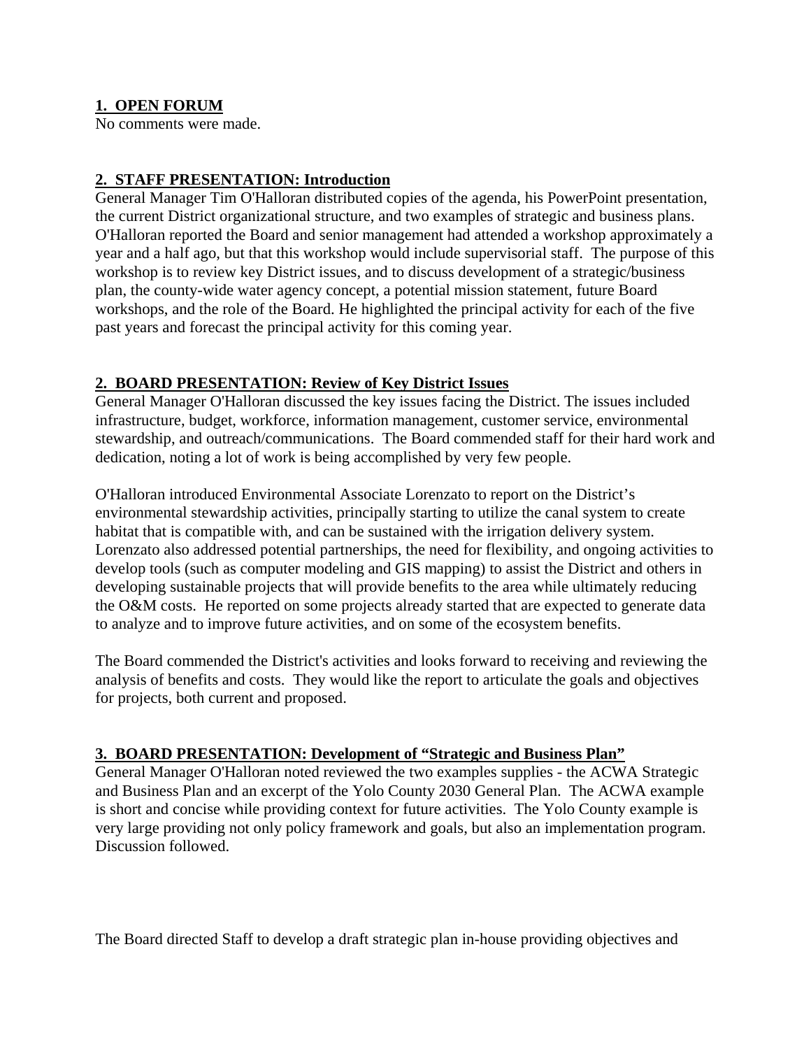## 1. OPEN FORUM

No comments were made.

## 2. STAFF PRESENTATION: Introduction

General Manager Tim O'Halloran distributed copies of the agenda, his PowerPoint presentation, the current District organizational structure, and two examples of strategic and business plans. O'Halloran reported the Board and senior management had attended a workshop approximately a year and a half ago, but that this workshop would include supervisorial staff. The purpose of this workshop is to review key District issues, and to discuss development of a strategic/business plan, the county-wide water agency concept, a potential mission statement, future Board workshops, and the role of the Board. He highlighted the principal activity for each of the five past years and forecast the principal activity for this coming year.

## 2. BOARD PRESENTATION: Review of Key District Issues

General Manager O'Halloran discussed the key issues facing the District. The issues included infrastructure, budget, workforce, information management, customer service, environmental stewardship, and outreach/communications. The Board commended staff for their hard work and dedication, noting a lot of work is being accomplished by very few people.

O'Halloran introduced Environmental Associate Lorenzato to report on the District's environmental stewardship activities, principally starting to utilize the canal system to create habitat that is compatible with, and can be sustained with the irrigation delivery system. Lorenzato also addressed potential partnerships, the need for flexibility, and ongoing activities to develop tools (such as computer modeling and GIS mapping) to assist the District and others in developing sustainable projects that will provide benefits to the area while ultimately reducing the O&M costs. He reported on some projects already started that are expected to generate data to analyze and to improve future activities, and on some of the ecosystem benefits.

The Board commended the District's activities and looks forward to receiving and reviewing the analysis of benefits and costs. They would like the report to articulate the goals and objectives for projects, both current and proposed.

## 3. BOARD PRESENTATION: Development of "Strategic and Business Plan"

General Manager O'Halloran noted reviewed the two examples supplies - the ACWA Strategic and Business Plan and an excerpt of the Yolo County 2030 General Plan. The ACWA example is short and concise while providing context for future activities. The Yolo County example is very large providing not only policy framework and goals, but also an implementation program. Discussion followed.

The Board directed Staff to develop a draft strategic plan in-house providing objectives and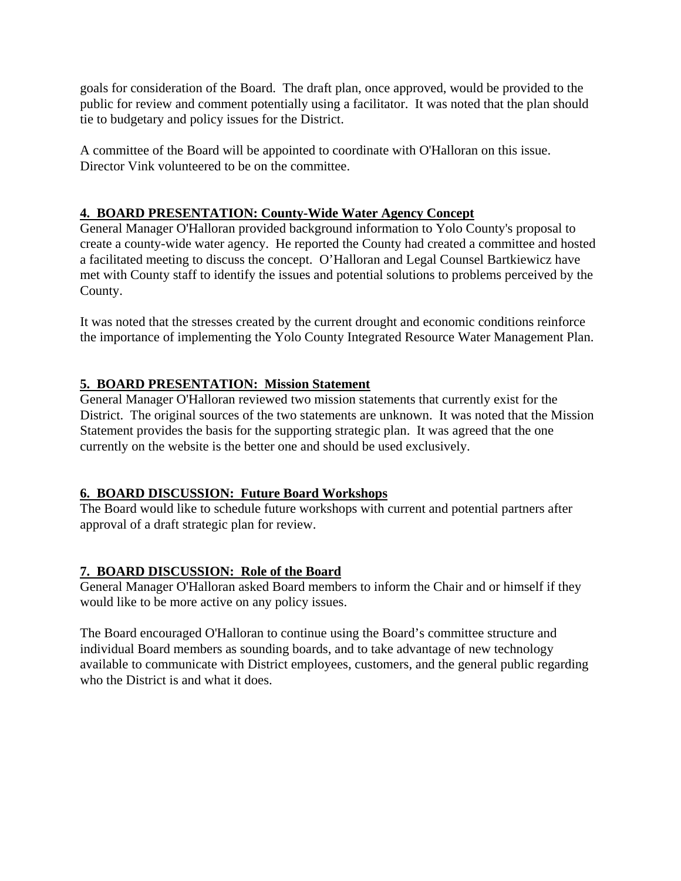goals for consideration of the Board. The draft plan, once approved, would be provided to the public for review and comment potentially using a facilitator. It was noted that the plan should tie to budgetary and policy issues for the District.

A committee of the Board will be appointed to coordinate with O'Halloran on this issue. Director Vink volunteered to be on the committee.

## 4. BOARD PRESENTATION: County-Wide Water Agency Concept

General Manager O'Halloran provided background information to Yolo County's proposal to create a county-wide water agency. He reported the County had created a committee and hosted a facilitated meeting to discuss the concept. O'Halloran and Legal Counsel Bartkiewicz have met with County staff to identify the issues and potential solutions to problems perceived by the County.

It was noted that the stresses created by the current drought and economic conditions reinforce the importance of implementing the Yolo County Integrated Resource Water Management Plan.

## 5. BOARD PRESENTATION: Mission Statement

General Manager O'Halloran reviewed two mission statements that currently exist for the District. The original sources of the two statements are unknown. It was noted that the Mission Statement provides the basis for the supporting strategic plan. It was agreed that the one currently on the website is the better one and should be used exclusively.

## 6. BOARD DISCUSSION: Future Board Workshops

The Board would like to schedule future workshops with current and potential partners after approval of a draft strategic plan for review.

## 7. BOARD DISCUSSION: Role of the Board

General Manager O'Halloran asked Board members to inform the Chair and or himself if they would like to be more active on any policy issues.

The Board encouraged O'Halloran to continue using the Board's committee structure and individual Board members as sounding boards, and to take advantage of new technology available to communicate with District employees, customers, and the general public regarding who the District is and what it does.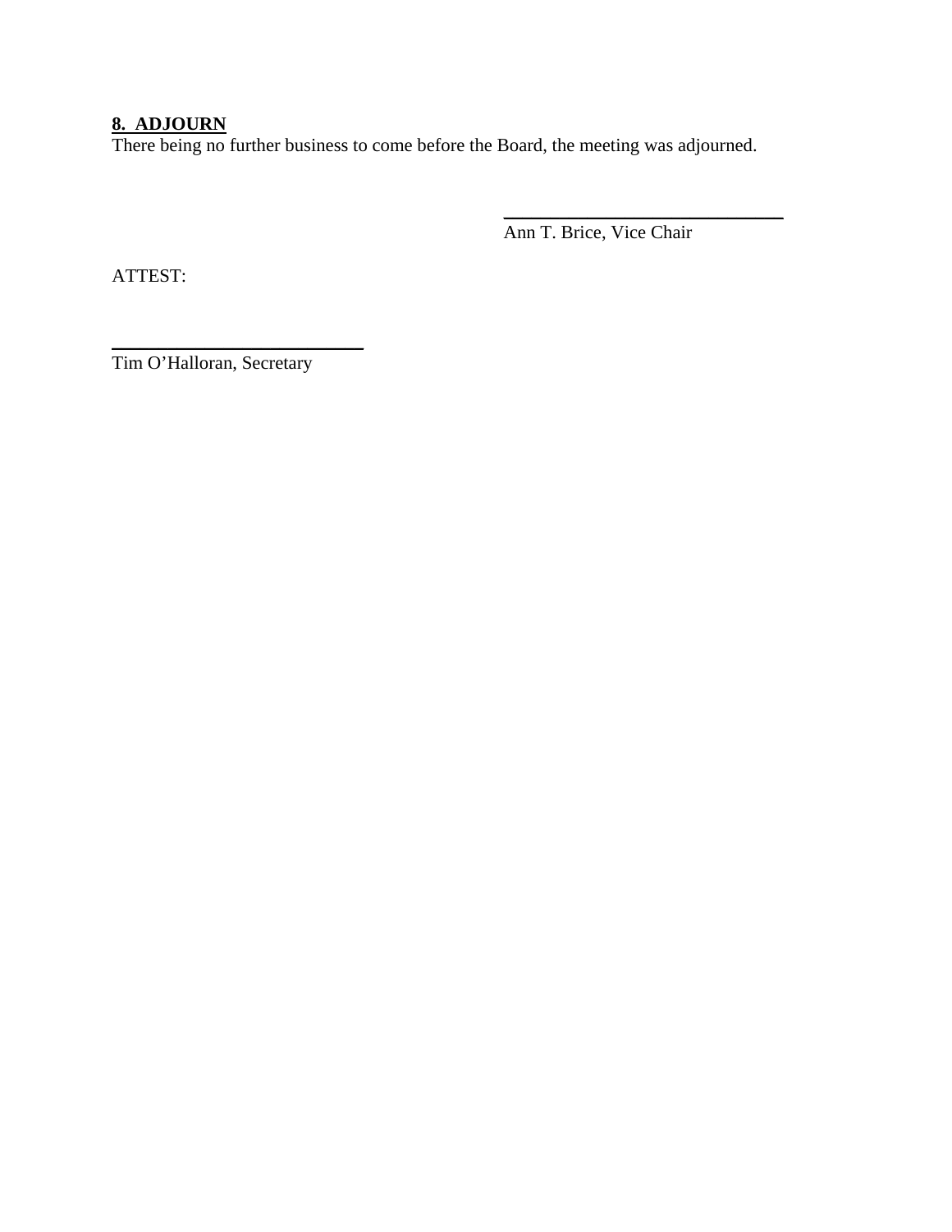**8. ADJOURN**

There being no further business to come before the Board, the meeting was adjourned.

\_\_\_\_\_\_\_\_\_\_\_\_\_\_\_\_\_\_\_\_\_\_\_\_\_\_\_\_\_\_

Ann T. Brice, Vice Chair

ATTEST:

\_\_\_\_\_\_\_\_\_\_\_\_\_\_\_\_\_\_\_\_\_\_\_\_\_\_\_\_\_\_

Tim O'Halloran, Secretary